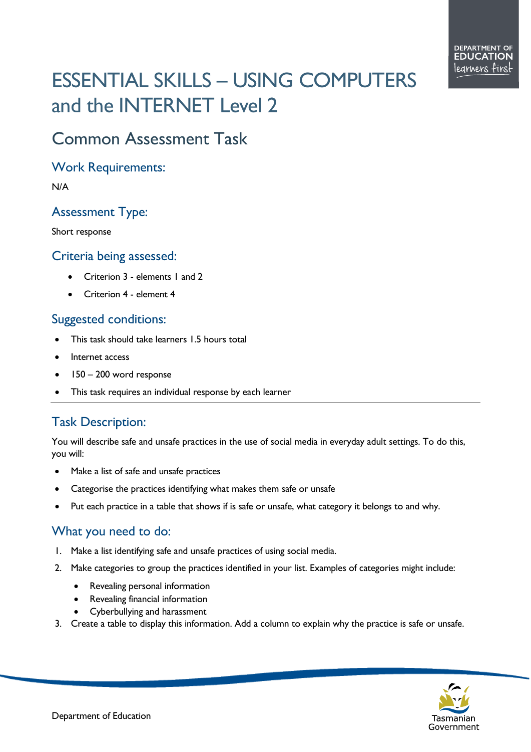# ESSENTIAL SKILLS – USING COMPUTERS and the INTERNET Level 2

## Common Assessment Task

### Work Requirements:

N/A

### Assessment Type:

Short response

### Criteria being assessed:

- Criterion 3 - elements 1 and 2
- Criterion 4 - element 4

### Suggested conditions:

- This task should take learners 1.5 hours total
- Internet access
- 150 – 200 word response
- This task requires an individual response by each learner

---

### Task Description:

You will describe safe and unsafe practices in the use of social media in everyday adult settings. To do this, you will:

- Make a list of safe and unsafe practices
- Categorise the practices identifying what makes them safe or unsafe
- Put each practice in a table that shows if is safe or unsafe, what category it belongs to and why.

### What you need to do:

1. Make a list identifying safe and unsafe practices of using social media.
2. Make categories to group the practices identified in your list. Examples of categories might include:
   - Revealing personal information
   - Revealing financial information
   - Cyberbullying and harassment
3. Create a table to display this information. Add a column to explain why the practice is safe or unsafe.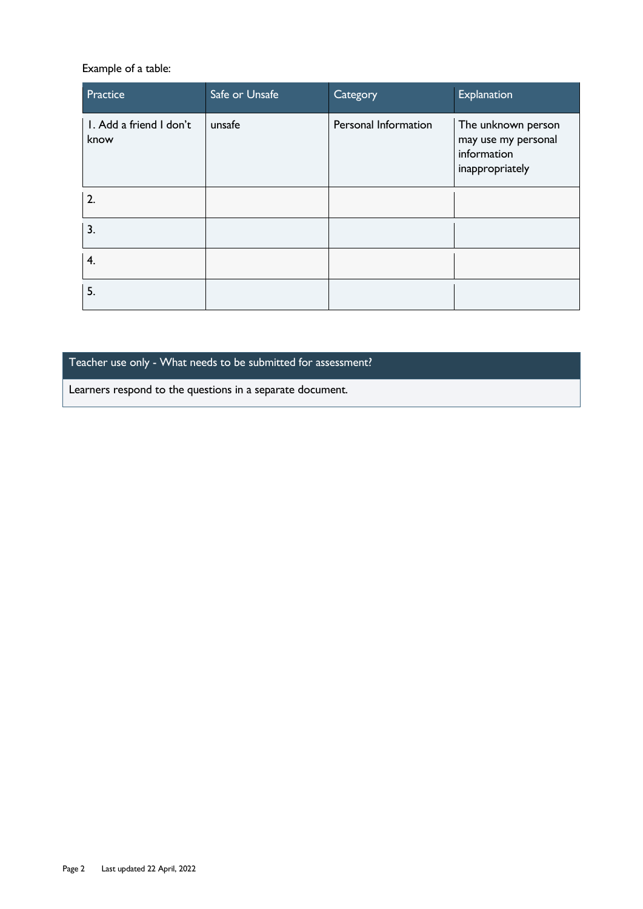Example of a table:

| Practice | Safe or Unsafe | Category | Explanation |
|---|---|---|---|
| 1. Add a friend I don't know | unsafe | Personal Information | The unknown person may use my personal information inappropriately |
| 2. | | | |
| 3. | | | |
| 4. | | | |
| 5. | | | |

| Teacher use only - What needs to be submitted for assessment? |
|---|
| Learners respond to the questions in a separate document. |